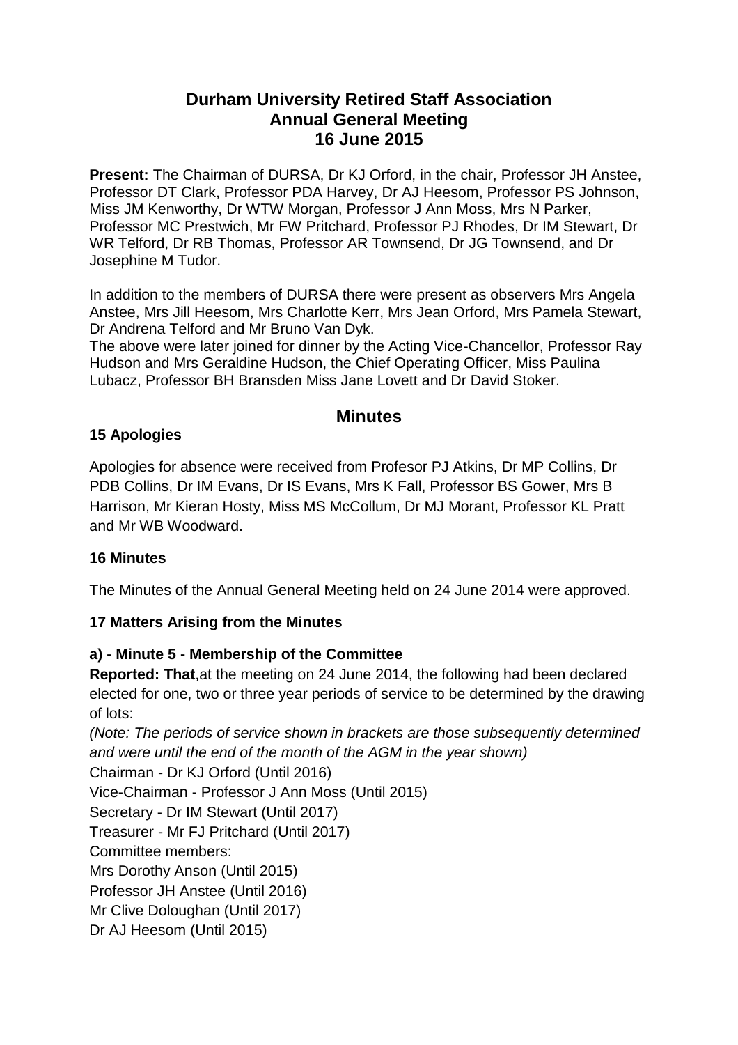# Durham University Retired Staff Association
# Annual General Meeting
# 16 June 2015

**Present:** The Chairman of DURSA, Dr KJ Orford, in the chair, Professor JH Anstee, Professor DT Clark, Professor PDA Harvey, Dr AJ Heesom, Professor PS Johnson, Miss JM Kenworthy, Dr WTW Morgan, Professor J Ann Moss, Mrs N Parker, Professor MC Prestwich, Mr FW Pritchard, Professor PJ Rhodes, Dr IM Stewart, Dr WR Telford, Dr RB Thomas, Professor AR Townsend, Dr JG Townsend, and Dr Josephine M Tudor.

In addition to the members of DURSA there were present as observers Mrs Angela Anstee, Mrs Jill Heesom, Mrs Charlotte Kerr, Mrs Jean Orford, Mrs Pamela Stewart, Dr Andrena Telford and Mr Bruno Van Dyk.
The above were later joined for dinner by the Acting Vice-Chancellor, Professor Ray Hudson and Mrs Geraldine Hudson, the Chief Operating Officer, Miss Paulina Lubacz, Professor BH Bransden Miss Jane Lovett and Dr David Stoker.

## Minutes

### 15 Apologies

Apologies for absence were received from Profesor PJ Atkins, Dr MP Collins, Dr PDB Collins, Dr IM Evans, Dr IS Evans, Mrs K Fall, Professor BS Gower, Mrs B Harrison, Mr Kieran Hosty, Miss MS McCollum, Dr MJ Morant, Professor KL Pratt and Mr WB Woodward.

### 16 Minutes

The Minutes of the Annual General Meeting held on 24 June 2014 were approved.

### 17 Matters Arising from the Minutes

#### a) - Minute 5 - Membership of the Committee

**Reported: That**,at the meeting on 24 June 2014, the following had been declared elected for one, two or three year periods of service to be determined by the drawing of lots:

*(Note: The periods of service shown in brackets are those subsequently determined and were until the end of the month of the AGM in the year shown)*

Chairman - Dr KJ Orford (Until 2016)
Vice-Chairman - Professor J Ann Moss (Until 2015)
Secretary - Dr IM Stewart (Until 2017)
Treasurer - Mr FJ Pritchard (Until 2017)
Committee members:
Mrs Dorothy Anson (Until 2015)
Professor JH Anstee (Until 2016)
Mr Clive Doloughan (Until 2017)
Dr AJ Heesom (Until 2015)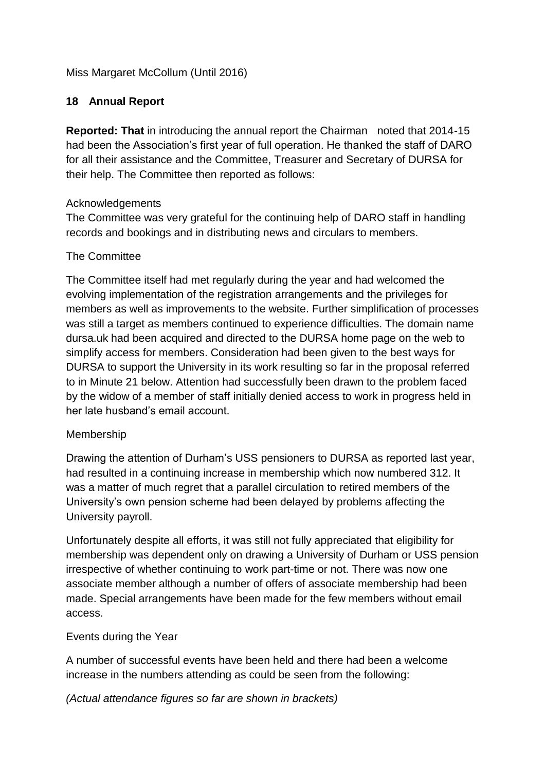Miss Margaret McCollum (Until 2016)

## 18 Annual Report

**Reported: That** in introducing the annual report the Chairman noted that 2014-15 had been the Association's first year of full operation. He thanked the staff of DARO for all their assistance and the Committee, Treasurer and Secretary of DURSA for their help. The Committee then reported as follows:

Acknowledgements

The Committee was very grateful for the continuing help of DARO staff in handling records and bookings and in distributing news and circulars to members.

The Committee

The Committee itself had met regularly during the year and had welcomed the evolving implementation of the registration arrangements and the privileges for members as well as improvements to the website. Further simplification of processes was still a target as members continued to experience difficulties. The domain name dursa.uk had been acquired and directed to the DURSA home page on the web to simplify access for members. Consideration had been given to the best ways for DURSA to support the University in its work resulting so far in the proposal referred to in Minute 21 below. Attention had successfully been drawn to the problem faced by the widow of a member of staff initially denied access to work in progress held in her late husband's email account.

Membership

Drawing the attention of Durham's USS pensioners to DURSA as reported last year, had resulted in a continuing increase in membership which now numbered 312. It was a matter of much regret that a parallel circulation to retired members of the University's own pension scheme had been delayed by problems affecting the University payroll.

Unfortunately despite all efforts, it was still not fully appreciated that eligibility for membership was dependent only on drawing a University of Durham or USS pension irrespective of whether continuing to work part-time or not. There was now one associate member although a number of offers of associate membership had been made. Special arrangements have been made for the few members without email access.

Events during the Year

A number of successful events have been held and there had been a welcome increase in the numbers attending as could be seen from the following:

*(Actual attendance figures so far are shown in brackets)*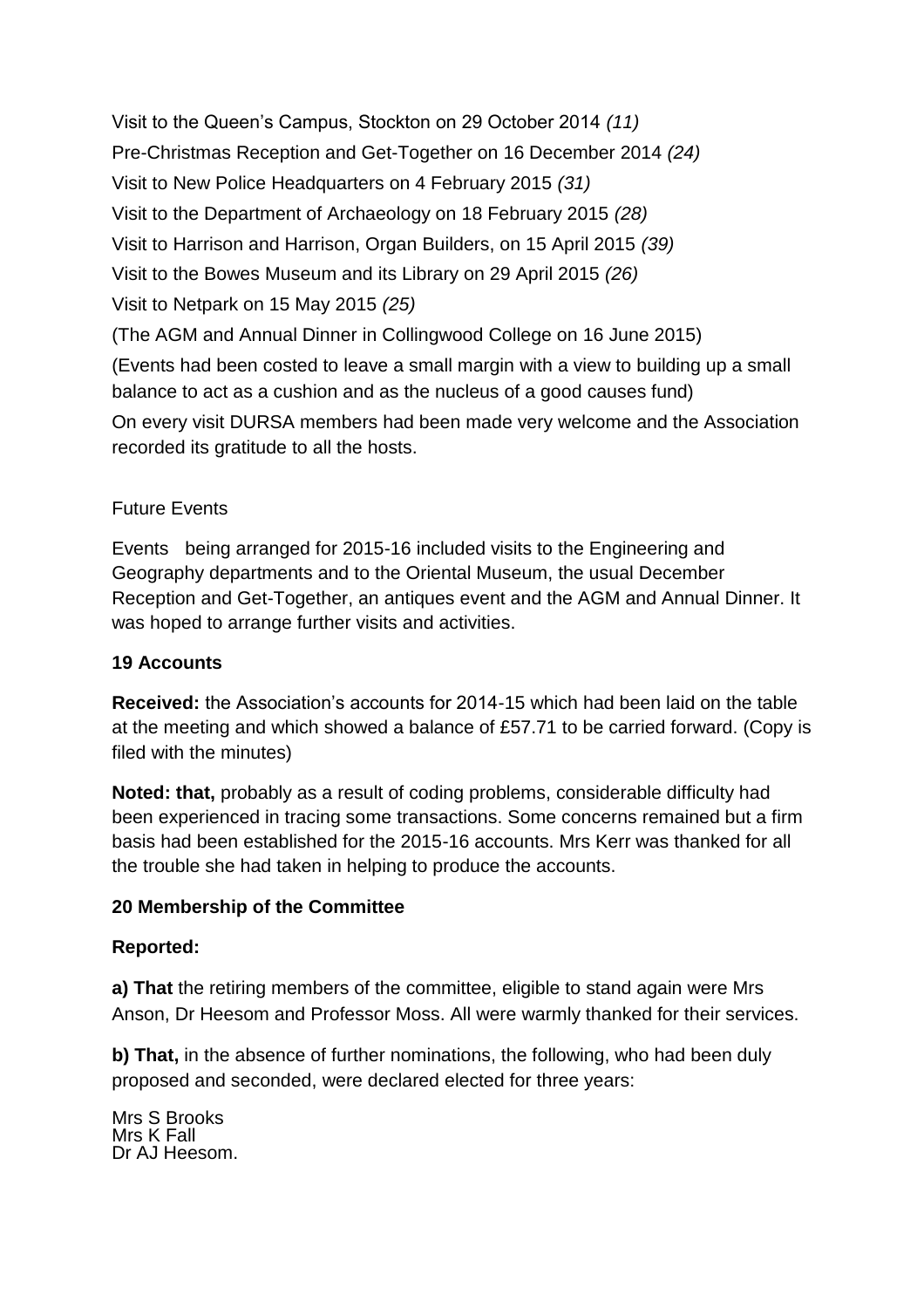Visit to the Queen's Campus, Stockton on 29 October 2014 *(11)*

Pre-Christmas Reception and Get-Together on 16 December 2014 *(24)*

Visit to New Police Headquarters on 4 February 2015 *(31)*

Visit to the Department of Archaeology on 18 February 2015 *(28)*

Visit to Harrison and Harrison, Organ Builders, on 15 April 2015 *(39)*

Visit to the Bowes Museum and its Library on 29 April 2015 *(26)*

Visit to Netpark on 15 May 2015 *(25)*

(The AGM and Annual Dinner in Collingwood College on 16 June 2015)

(Events had been costed to leave a small margin with a view to building up a small balance to act as a cushion and as the nucleus of a good causes fund)

On every visit DURSA members had been made very welcome and the Association recorded its gratitude to all the hosts.

Future Events

Events being arranged for 2015-16 included visits to the Engineering and Geography departments and to the Oriental Museum, the usual December Reception and Get-Together, an antiques event and the AGM and Annual Dinner. It was hoped to arrange further visits and activities.

**19 Accounts**

**Received:** the Association's accounts for 2014-15 which had been laid on the table at the meeting and which showed a balance of £57.71 to be carried forward. (Copy is filed with the minutes)

**Noted: that,** probably as a result of coding problems, considerable difficulty had been experienced in tracing some transactions. Some concerns remained but a firm basis had been established for the 2015-16 accounts. Mrs Kerr was thanked for all the trouble she had taken in helping to produce the accounts.

**20 Membership of the Committee**

**Reported:**

**a) That** the retiring members of the committee, eligible to stand again were Mrs Anson, Dr Heesom and Professor Moss. All were warmly thanked for their services.

**b) That,** in the absence of further nominations, the following, who had been duly proposed and seconded, were declared elected for three years:

Mrs S Brooks  
Mrs K Fall  
Dr AJ Heesom.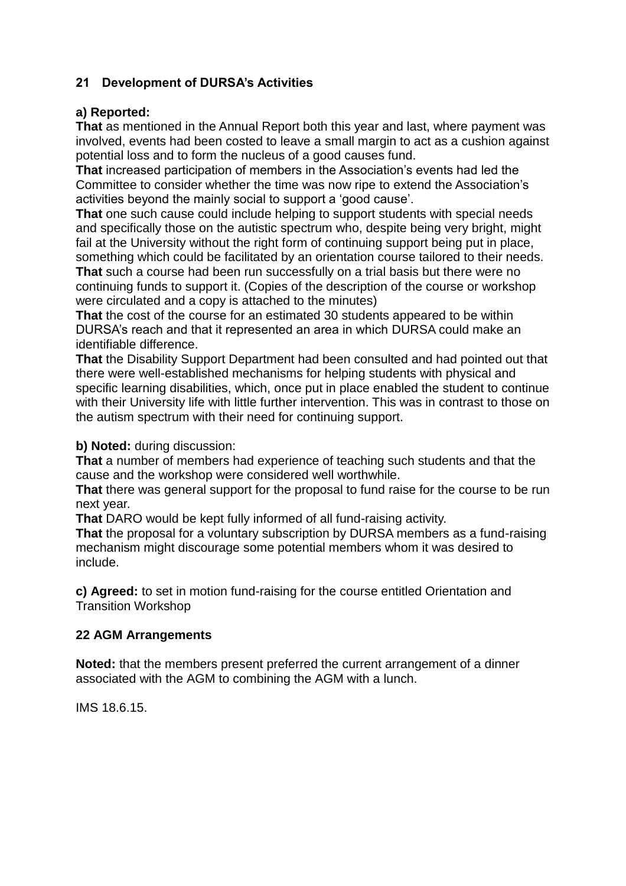## 21 Development of DURSA's Activities

**a) Reported:**

**That** as mentioned in the Annual Report both this year and last, where payment was involved, events had been costed to leave a small margin to act as a cushion against potential loss and to form the nucleus of a good causes fund.

**That** increased participation of members in the Association's events had led the Committee to consider whether the time was now ripe to extend the Association's activities beyond the mainly social to support a 'good cause'.

**That** one such cause could include helping to support students with special needs and specifically those on the autistic spectrum who, despite being very bright, might fail at the University without the right form of continuing support being put in place, something which could be facilitated by an orientation course tailored to their needs.

**That** such a course had been run successfully on a trial basis but there were no continuing funds to support it. (Copies of the description of the course or workshop were circulated and a copy is attached to the minutes)

**That** the cost of the course for an estimated 30 students appeared to be within DURSA's reach and that it represented an area in which DURSA could make an identifiable difference.

**That** the Disability Support Department had been consulted and had pointed out that there were well-established mechanisms for helping students with physical and specific learning disabilities, which, once put in place enabled the student to continue with their University life with little further intervention. This was in contrast to those on the autism spectrum with their need for continuing support.

**b) Noted:** during discussion:

**That** a number of members had experience of teaching such students and that the cause and the workshop were considered well worthwhile.

**That** there was general support for the proposal to fund raise for the course to be run next year.

**That** DARO would be kept fully informed of all fund-raising activity.

**That** the proposal for a voluntary subscription by DURSA members as a fund-raising mechanism might discourage some potential members whom it was desired to include.

**c) Agreed:** to set in motion fund-raising for the course entitled Orientation and Transition Workshop

## 22 AGM Arrangements

**Noted:** that the members present preferred the current arrangement of a dinner associated with the AGM to combining the AGM with a lunch.

IMS 18.6.15.